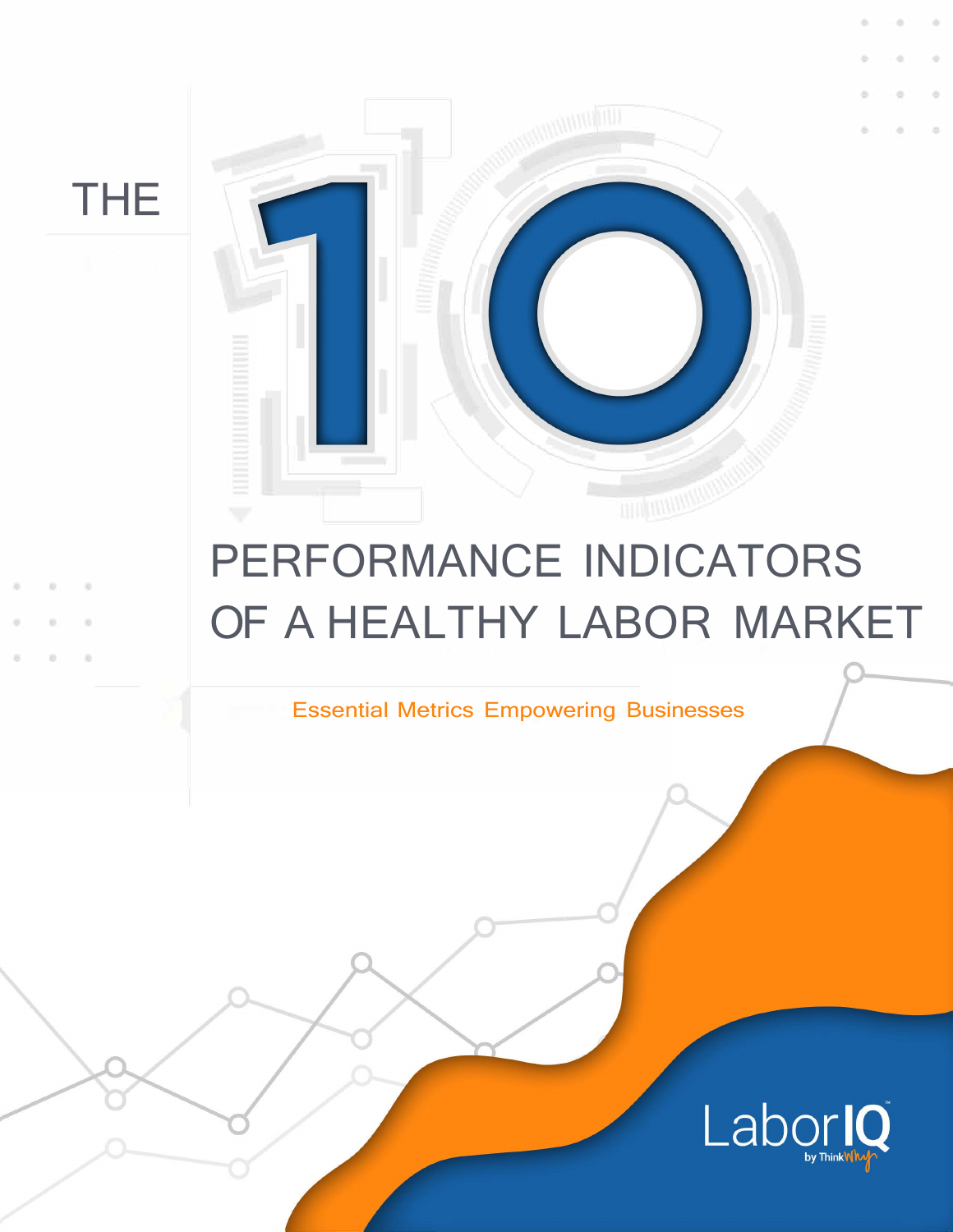# THE 10 PERFORMANCE INDICATORS OF A HEALTHY LABOR MARKET

Essential Metrics Empowering Businesses

LaborIQ by ThinkWhy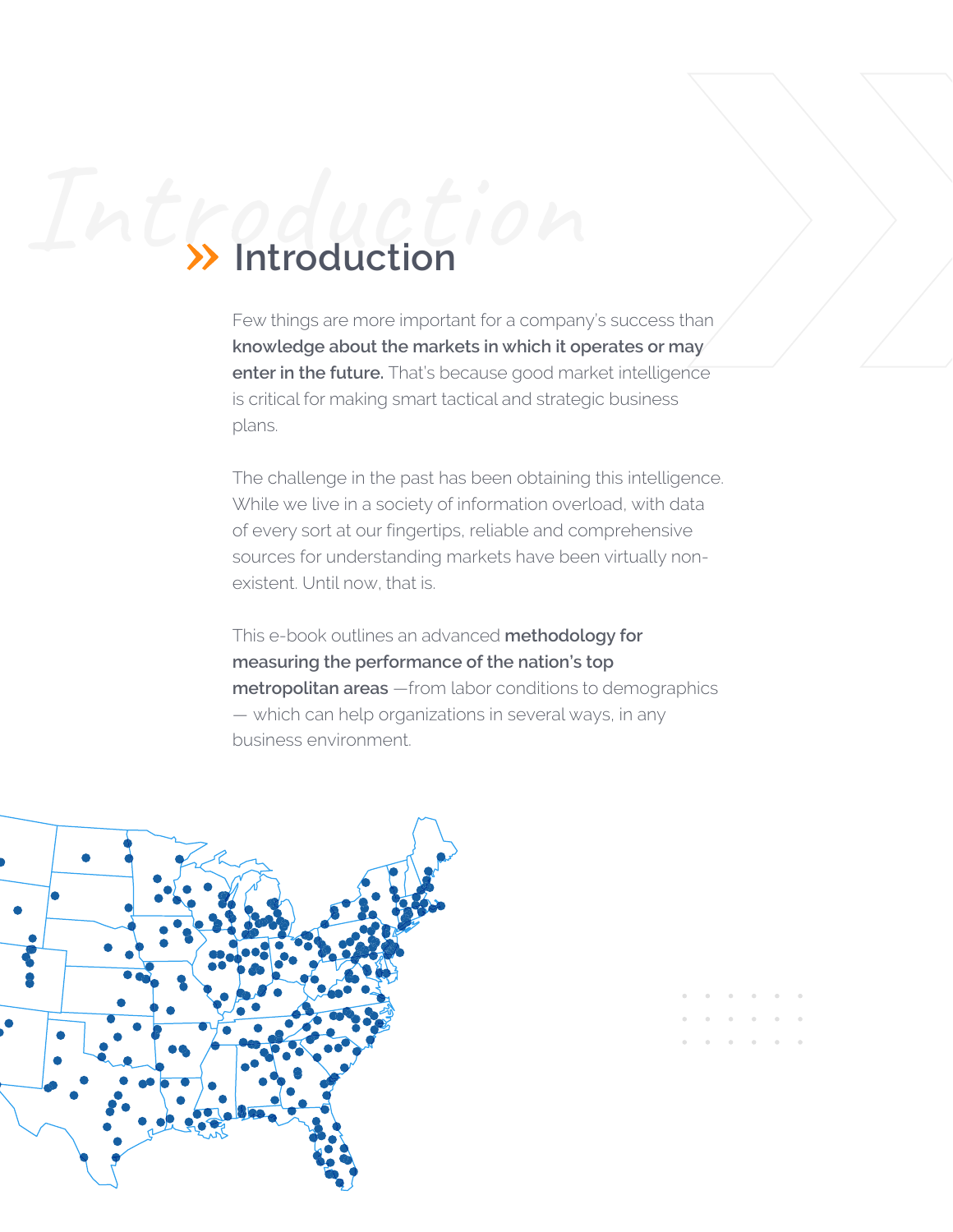# Introduction

Few things are more important for a company's success than **knowledge about the markets in which it operates or may enter in the future.** That's because good market intelligence is critical for making smart tactical and strategic business plans.

The challenge in the past has been obtaining this intelligence. While we live in a society of information overload, with data of every sort at our fingertips, reliable and comprehensive sources for understanding markets have been virtually non-existent. Until now, that is.

This e-book outlines an advanced **methodology for measuring the performance of the nation's top metropolitan areas** —from labor conditions to demographics — which can help organizations in several ways, in any business environment.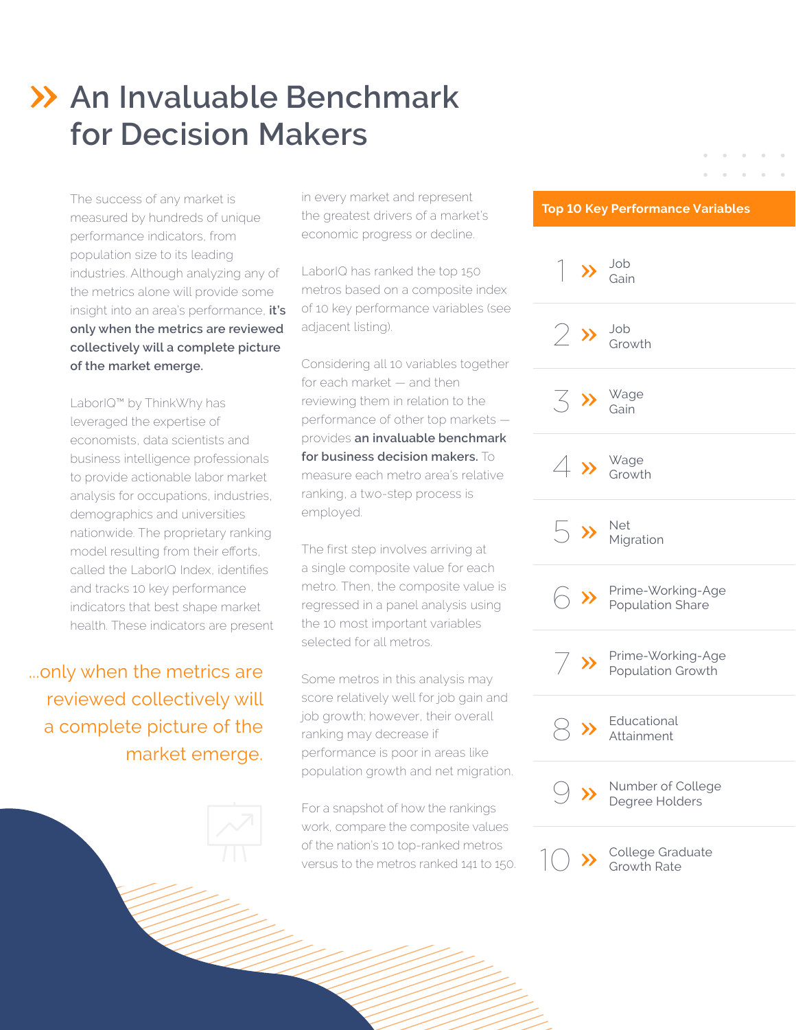# An Invaluable Benchmark for Decision Makers

The success of any market is measured by hundreds of unique performance indicators, from population size to its leading industries. Although analyzing any of the metrics alone will provide some insight into an area's performance, **it's only when the metrics are reviewed collectively will a complete picture of the market emerge.**

LaborIQ™ by ThinkWhy has leveraged the expertise of economists, data scientists and business intelligence professionals to provide actionable labor market analysis for occupations, industries, demographics and universities nationwide. The proprietary ranking model resulting from their efforts, called the LaborIQ Index, identifies and tracks 10 key performance indicators that best shape market health. These indicators are present in every market and represent the greatest drivers of a market's economic progress or decline.

> ...only when the metrics are reviewed collectively will a complete picture of the market emerge.

LaborIQ has ranked the top 150 metros based on a composite index of 10 key performance variables (see adjacent listing).

Considering all 10 variables together for each market — and then reviewing them in relation to the performance of other top markets — provides **an invaluable benchmark for business decision makers.** To measure each metro area's relative ranking, a two-step process is employed.

The first step involves arriving at a single composite value for each metro. Then, the composite value is regressed in a panel analysis using the 10 most important variables selected for all metros.

Some metros in this analysis may score relatively well for job gain and job growth; however, their overall ranking may decrease if performance is poor in areas like population growth and net migration.

For a snapshot of how the rankings work, compare the composite values of the nation's 10 top-ranked metros versus to the metros ranked 141 to 150.

## Top 10 Key Performance Variables

1. Job Gain
2. Job Growth
3. Wage Gain
4. Wage Growth
5. Net Migration
6. Prime-Working-Age Population Share
7. Prime-Working-Age Population Growth
8. Educational Attainment
9. Number of College Degree Holders
10. College Graduate Growth Rate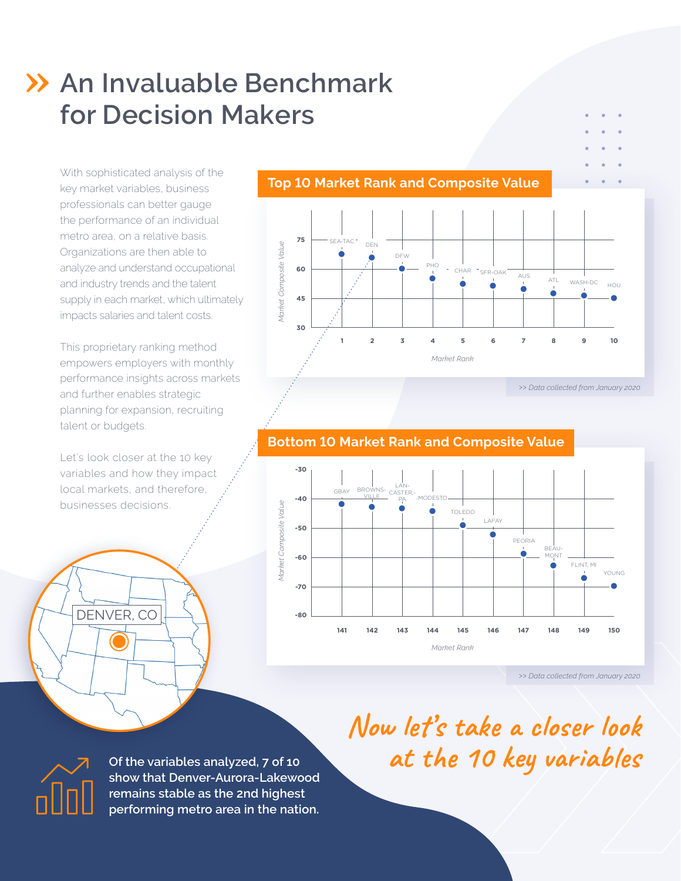# An Invaluable Benchmark for Decision Makers

With sophisticated analysis of the key market variables, business professionals can better gauge the performance of an individual metro area, on a relative basis. Organizations are then able to analyze and understand occupational and industry trends and the talent supply in each market, which ultimately impacts salaries and talent costs.

This proprietary ranking method empowers employers with monthly performance insights across markets and further enables strategic planning for expansion, recruiting talent or budgets.

Let's look closer at the 10 key variables and how they impact local markets, and therefore, businesses decisions.

## Top 10 Market Rank and Composite Value

| Market Rank | Market | Market Composite Value (approx.) |
|---|---|---|
| 1 | SEA-TAC | 67 |
| 2 | DEN | 66 |
| 3 | DFW | 60 |
| 4 | PHO | 55 |
| 5 | CHAR | 52 |
| 6 | SFR-OAK | 51 |
| 7 | AUS | 50 |
| 8 | ATL | 48 |
| 9 | WASH-DC | 46 |
| 10 | HOU | 45 |

>> Data collected from January 2020

## Bottom 10 Market Rank and Composite Value

| Market Rank | Market | Market Composite Value (approx.) |
|---|---|---|
| 141 | GBAY | -42 |
| 142 | BROWNSVILLE | -43 |
| 143 | LANCASTER-PA | -43 |
| 144 | MODESTO | -44 |
| 145 | TOLEDO | -49 |
| 146 | LAFAY | -52 |
| 147 | PEORIA | -59 |
| 148 | BEAUMONT | -61 |
| 149 | FLINT, MI | -67 |
| 150 | YOUNG | -70 |

>> Data collected from January 2020

DENVER, CO

**Of the variables analyzed, 7 of 10 show that Denver-Aurora-Lakewood remains stable as the 2nd highest performing metro area in the nation.**

*Now let's take a closer look at the 10 key variables*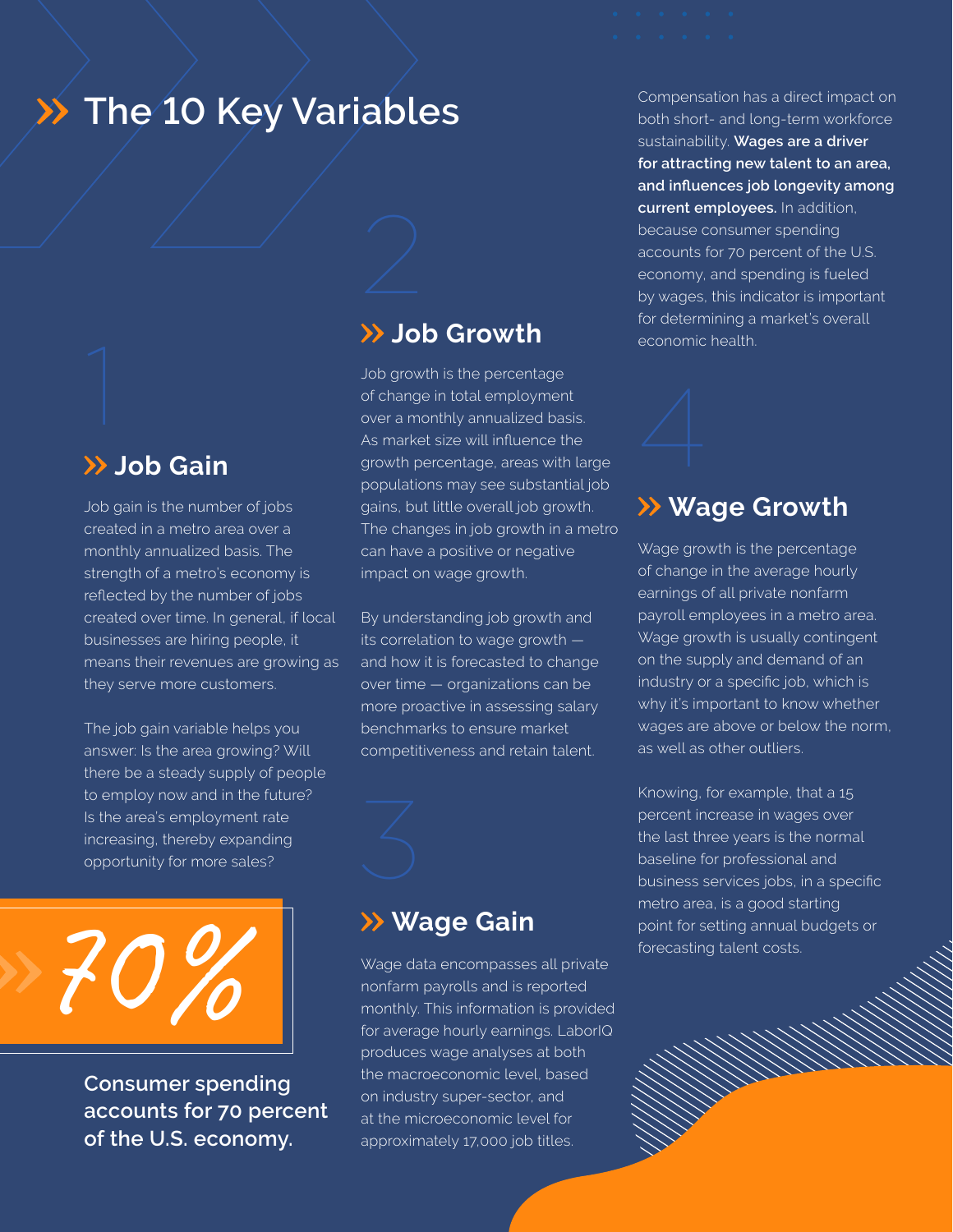# The 10 Key Variables

## 1 Job Gain

Job gain is the number of jobs created in a metro area over a monthly annualized basis. The strength of a metro's economy is reflected by the number of jobs created over time. In general, if local businesses are hiring people, it means their revenues are growing as they serve more customers.

The job gain variable helps you answer: Is the area growing? Will there be a steady supply of people to employ now and in the future? Is the area's employment rate increasing, thereby expanding opportunity for more sales?

70%

**Consumer spending accounts for 70 percent of the U.S. economy.**

## 2 Job Growth

Job growth is the percentage of change in total employment over a monthly annualized basis. As market size will influence the growth percentage, areas with large populations may see substantial job gains, but little overall job growth. The changes in job growth in a metro can have a positive or negative impact on wage growth.

By understanding job growth and its correlation to wage growth — and how it is forecasted to change over time — organizations can be more proactive in assessing salary benchmarks to ensure market competitiveness and retain talent.

## 3 Wage Gain

Wage data encompasses all private nonfarm payrolls and is reported monthly. This information is provided for average hourly earnings. LaborIQ produces wage analyses at both the macroeconomic level, based on industry super-sector, and at the microeconomic level for approximately 17,000 job titles.

Compensation has a direct impact on both short- and long-term workforce sustainability. **Wages are a driver for attracting new talent to an area, and influences job longevity among current employees.** In addition, because consumer spending accounts for 70 percent of the U.S. economy, and spending is fueled by wages, this indicator is important for determining a market's overall economic health.

## 4 Wage Growth

Wage growth is the percentage of change in the average hourly earnings of all private nonfarm payroll employees in a metro area. Wage growth is usually contingent on the supply and demand of an industry or a specific job, which is why it's important to know whether wages are above or below the norm, as well as other outliers.

Knowing, for example, that a 15 percent increase in wages over the last three years is the normal baseline for professional and business services jobs, in a specific metro area, is a good starting point for setting annual budgets or forecasting talent costs.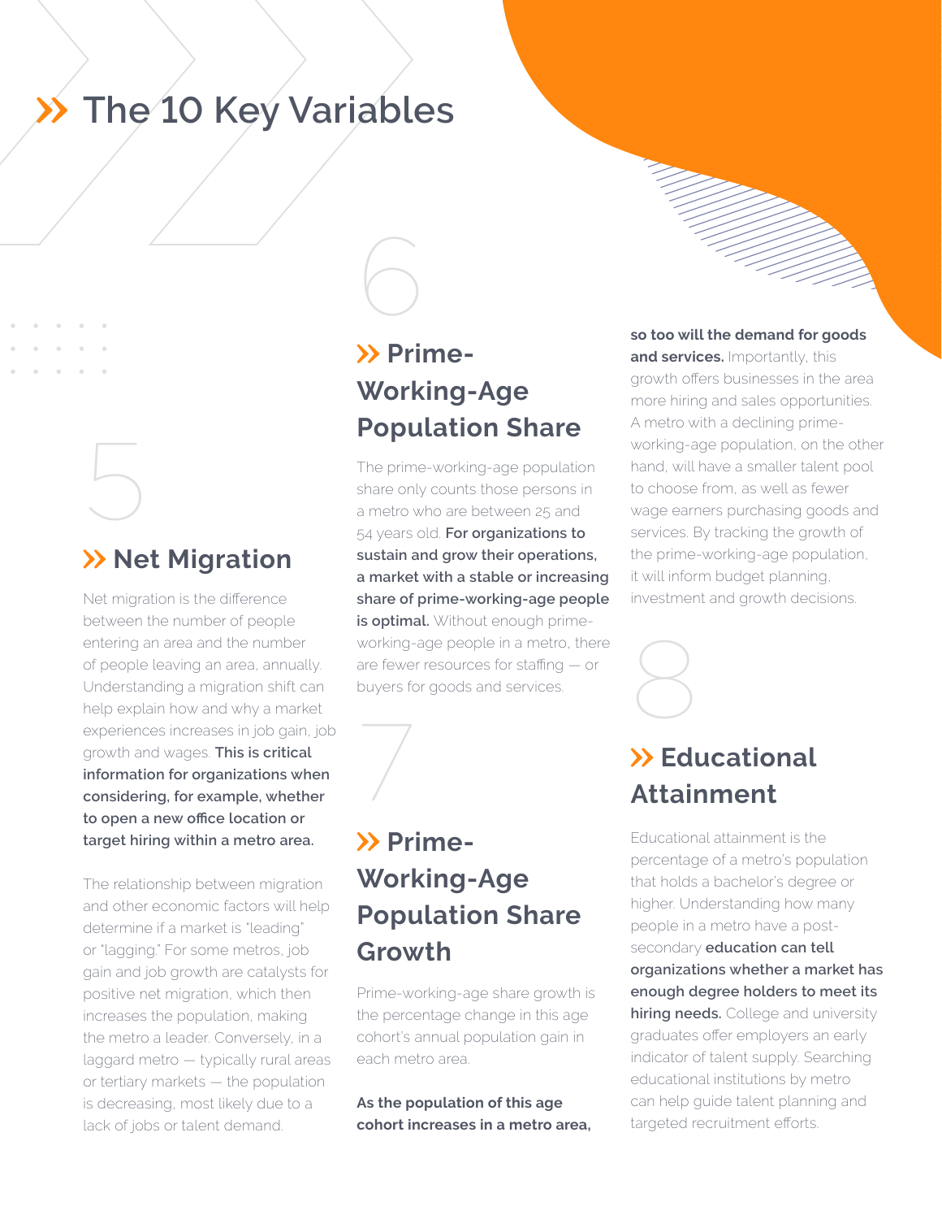# The 10 Key Variables

5

## Net Migration

Net migration is the difference between the number of people entering an area and the number of people leaving an area, annually. Understanding a migration shift can help explain how and why a market experiences increases in job gain, job growth and wages. **This is critical information for organizations when considering, for example, whether to open a new office location or target hiring within a metro area.**

The relationship between migration and other economic factors will help determine if a market is "leading" or "lagging." For some metros, job gain and job growth are catalysts for positive net migration, which then increases the population, making the metro a leader. Conversely, in a laggard metro — typically rural areas or tertiary markets — the population is decreasing, most likely due to a lack of jobs or talent demand.

6

## Prime-Working-Age Population Share

The prime-working-age population share only counts those persons in a metro who are between 25 and 54 years old. **For organizations to sustain and grow their operations, a market with a stable or increasing share of prime-working-age people is optimal.** Without enough prime-working-age people in a metro, there are fewer resources for staffing — or buyers for goods and services.

7

## Prime-Working-Age Population Share Growth

Prime-working-age share growth is the percentage change in this age cohort's annual population gain in each metro area.

**As the population of this age cohort increases in a metro area, so too will the demand for goods and services.** Importantly, this growth offers businesses in the area more hiring and sales opportunities. A metro with a declining prime-working-age population, on the other hand, will have a smaller talent pool to choose from, as well as fewer wage earners purchasing goods and services. By tracking the growth of the prime-working-age population, it will inform budget planning, investment and growth decisions.

8

## Educational Attainment

Educational attainment is the percentage of a metro's population that holds a bachelor's degree or higher. Understanding how many people in a metro have a post-secondary **education can tell organizations whether a market has enough degree holders to meet its hiring needs.** College and university graduates offer employers an early indicator of talent supply. Searching educational institutions by metro can help guide talent planning and targeted recruitment efforts.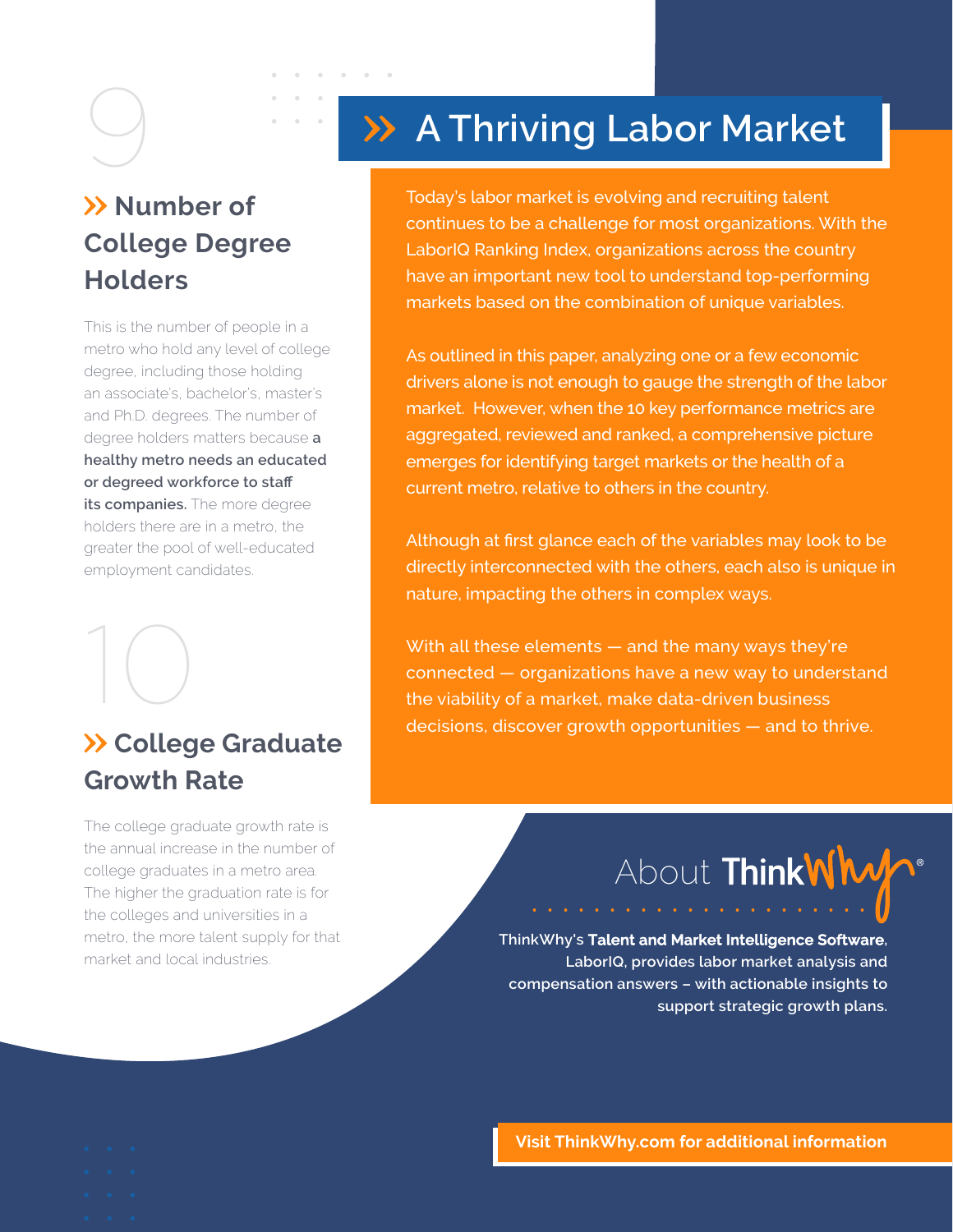9

## Number of College Degree Holders

This is the number of people in a metro who hold any level of college degree, including those holding an associate's, bachelor's, master's and Ph.D. degrees. The number of degree holders matters because **a healthy metro needs an educated or degreed workforce to staff its companies.** The more degree holders there are in a metro, the greater the pool of well-educated employment candidates.

10

## College Graduate Growth Rate

The college graduate growth rate is the annual increase in the number of college graduates in a metro area. The higher the graduation rate is for the colleges and universities in a metro, the more talent supply for that market and local industries.

# A Thriving Labor Market

Today's labor market is evolving and recruiting talent continues to be a challenge for most organizations. With the LaborIQ Ranking Index, organizations across the country have an important new tool to understand top-performing markets based on the combination of unique variables.

As outlined in this paper, analyzing one or a few economic drivers alone is not enough to gauge the strength of the labor market. However, when the 10 key performance metrics are aggregated, reviewed and ranked, a comprehensive picture emerges for identifying target markets or the health of a current metro, relative to others in the country.

Although at first glance each of the variables may look to be directly interconnected with the others, each also is unique in nature, impacting the others in complex ways.

With all these elements — and the many ways they're connected — organizations have a new way to understand the viability of a market, make data-driven business decisions, discover growth opportunities — and to thrive.

## About ThinkWhy®

ThinkWhy's **Talent and Market Intelligence Software**, LaborIQ, provides labor market analysis and compensation answers – with actionable insights to support strategic growth plans.

**Visit ThinkWhy.com for additional information**